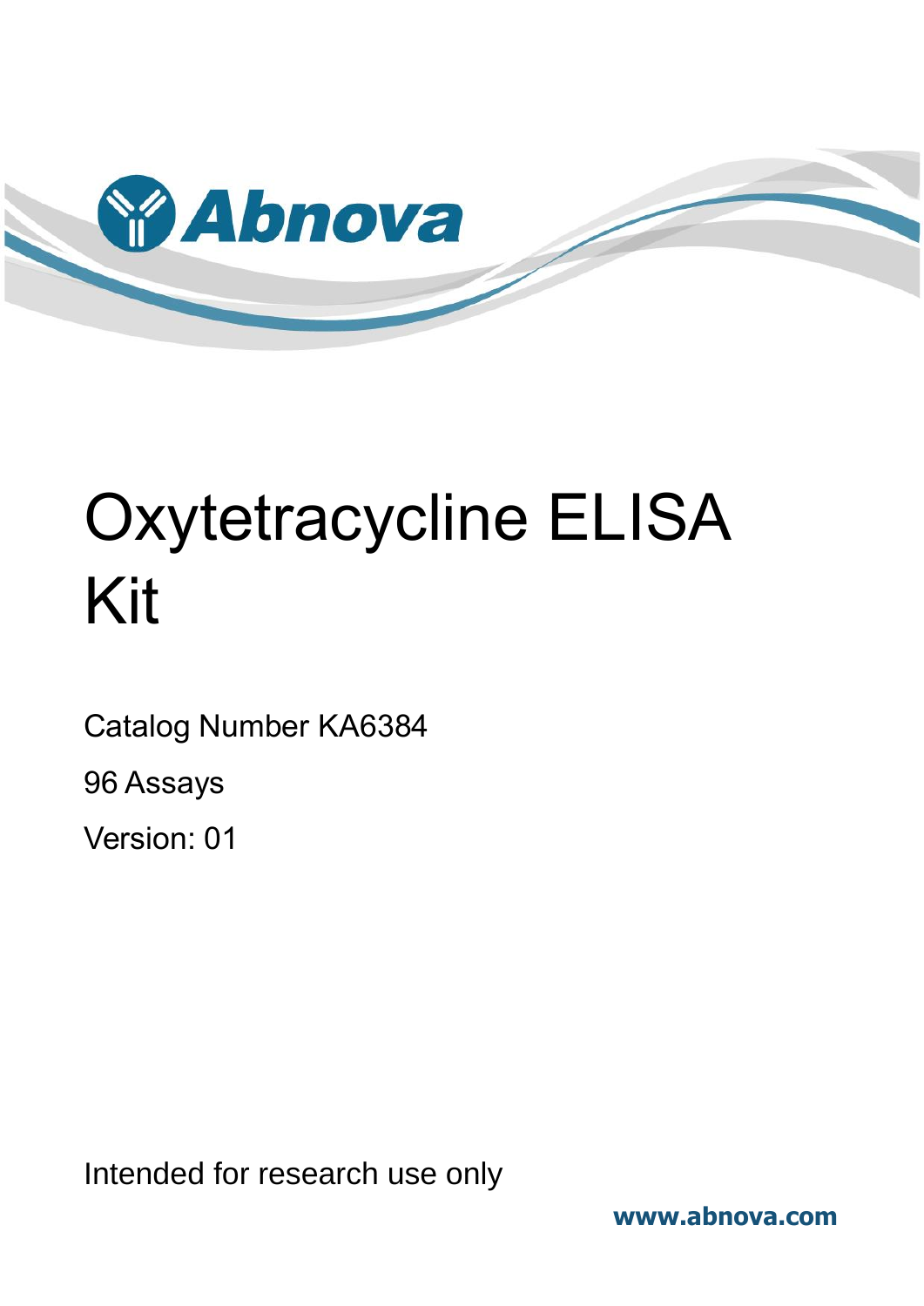Abnova

# Oxytetracycline ELISA Kit

Catalog Number KA6384

96 Assays

Version: 01

Intended for research use only

www.abnova.com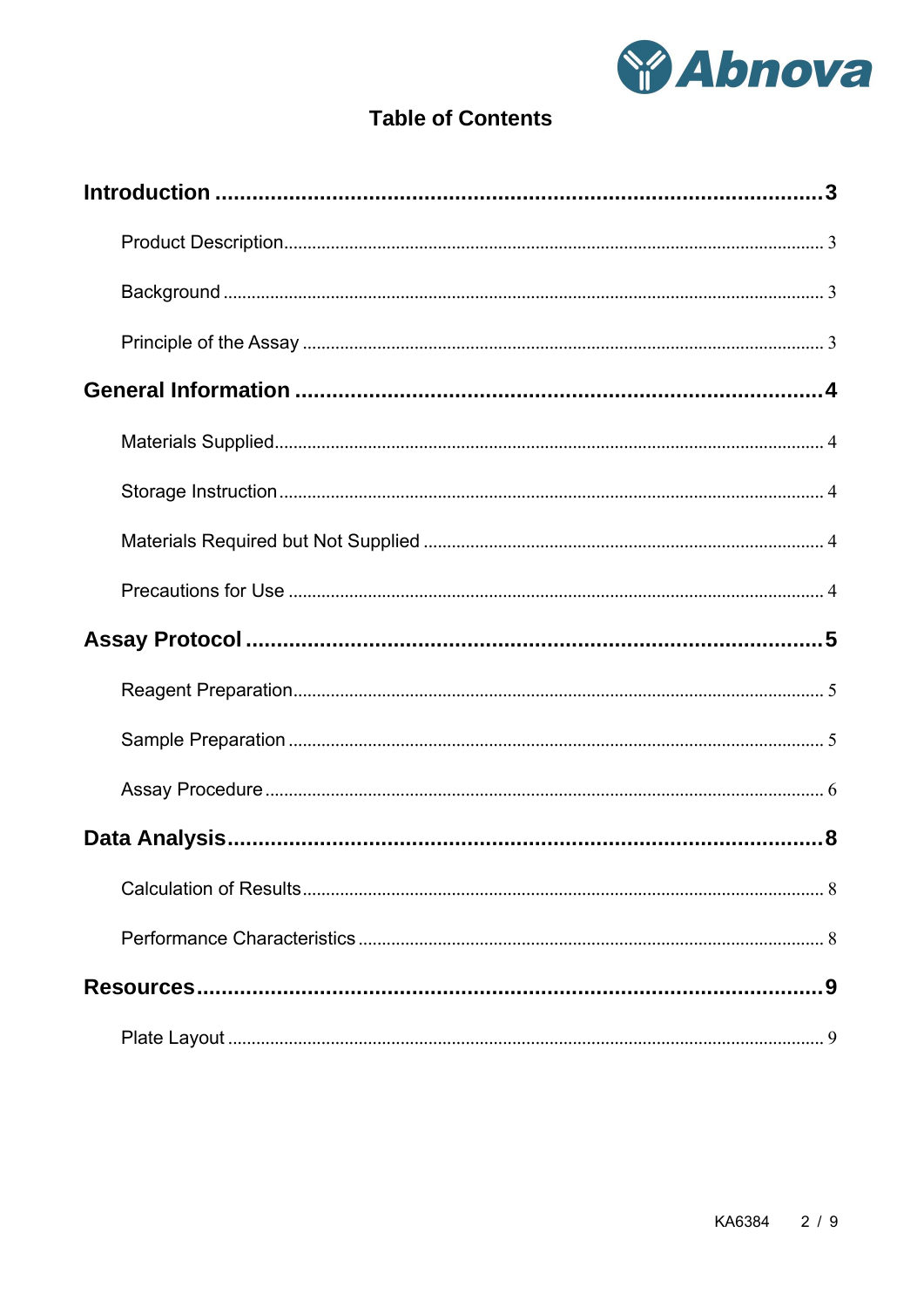# Table of Contents

**Introduction** .......... 3

- Product Description .......... 3
- Background .......... 3
- Principle of the Assay .......... 3

**General Information** .......... 4

- Materials Supplied .......... 4
- Storage Instruction .......... 4
- Materials Required but Not Supplied .......... 4
- Precautions for Use .......... 4

**Assay Protocol** .......... 5

- Reagent Preparation .......... 5
- Sample Preparation .......... 5
- Assay Procedure .......... 6

**Data Analysis** .......... 8

- Calculation of Results .......... 8
- Performance Characteristics .......... 8

**Resources** .......... 9

- Plate Layout .......... 9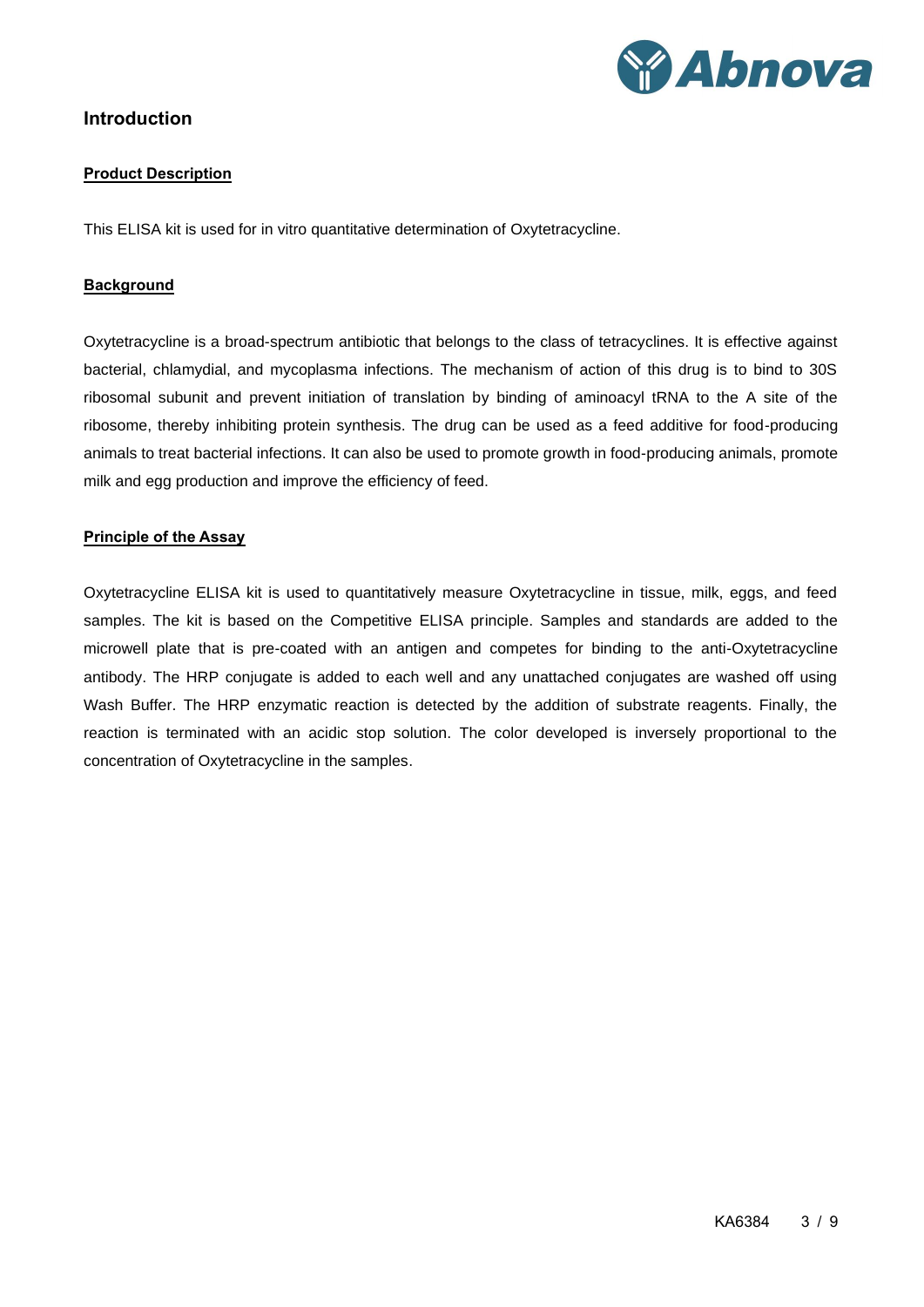# Introduction

## Product Description

This ELISA kit is used for in vitro quantitative determination of Oxytetracycline.

## Background

Oxytetracycline is a broad-spectrum antibiotic that belongs to the class of tetracyclines. It is effective against bacterial, chlamydial, and mycoplasma infections. The mechanism of action of this drug is to bind to 30S ribosomal subunit and prevent initiation of translation by binding of aminoacyl tRNA to the A site of the ribosome, thereby inhibiting protein synthesis. The drug can be used as a feed additive for food-producing animals to treat bacterial infections. It can also be used to promote growth in food-producing animals, promote milk and egg production and improve the efficiency of feed.

## Principle of the Assay

Oxytetracycline ELISA kit is used to quantitatively measure Oxytetracycline in tissue, milk, eggs, and feed samples. The kit is based on the Competitive ELISA principle. Samples and standards are added to the microwell plate that is pre-coated with an antigen and competes for binding to the anti-Oxytetracycline antibody. The HRP conjugate is added to each well and any unattached conjugates are washed off using Wash Buffer. The HRP enzymatic reaction is detected by the addition of substrate reagents. Finally, the reaction is terminated with an acidic stop solution. The color developed is inversely proportional to the concentration of Oxytetracycline in the samples.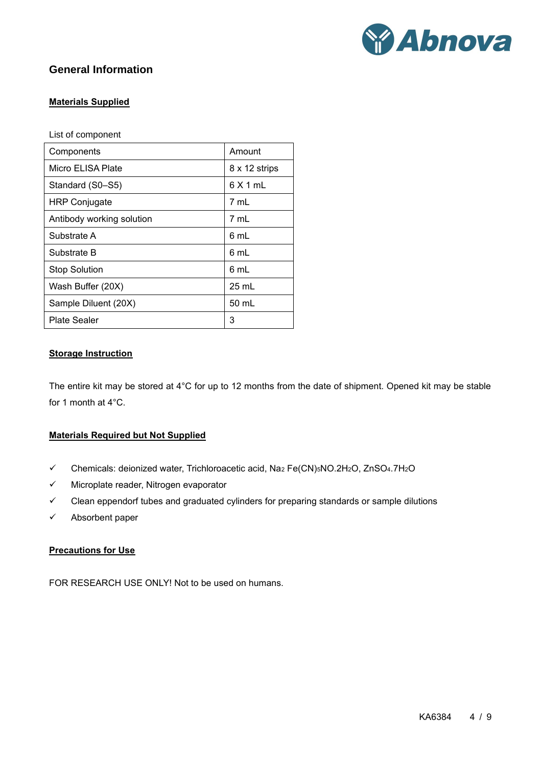## General Information

### Materials Supplied

List of component

| Components | Amount |
|---|---|
| Micro ELISA Plate | 8 x 12 strips |
| Standard (S0–S5) | 6 X 1 mL |
| HRP Conjugate | 7 mL |
| Antibody working solution | 7 mL |
| Substrate A | 6 mL |
| Substrate B | 6 mL |
| Stop Solution | 6 mL |
| Wash Buffer (20X) | 25 mL |
| Sample Diluent (20X) | 50 mL |
| Plate Sealer | 3 |

### Storage Instruction

The entire kit may be stored at 4°C for up to 12 months from the date of shipment. Opened kit may be stable for 1 month at 4°C.

### Materials Required but Not Supplied

- ✓ Chemicals: deionized water, Trichloroacetic acid, $Na_2$ $Fe(CN)_5NO.2H_2O$, $ZnSO_4.7H_2O$
- ✓ Microplate reader, Nitrogen evaporator
- ✓ Clean eppendorf tubes and graduated cylinders for preparing standards or sample dilutions
- ✓ Absorbent paper

### Precautions for Use

FOR RESEARCH USE ONLY! Not to be used on humans.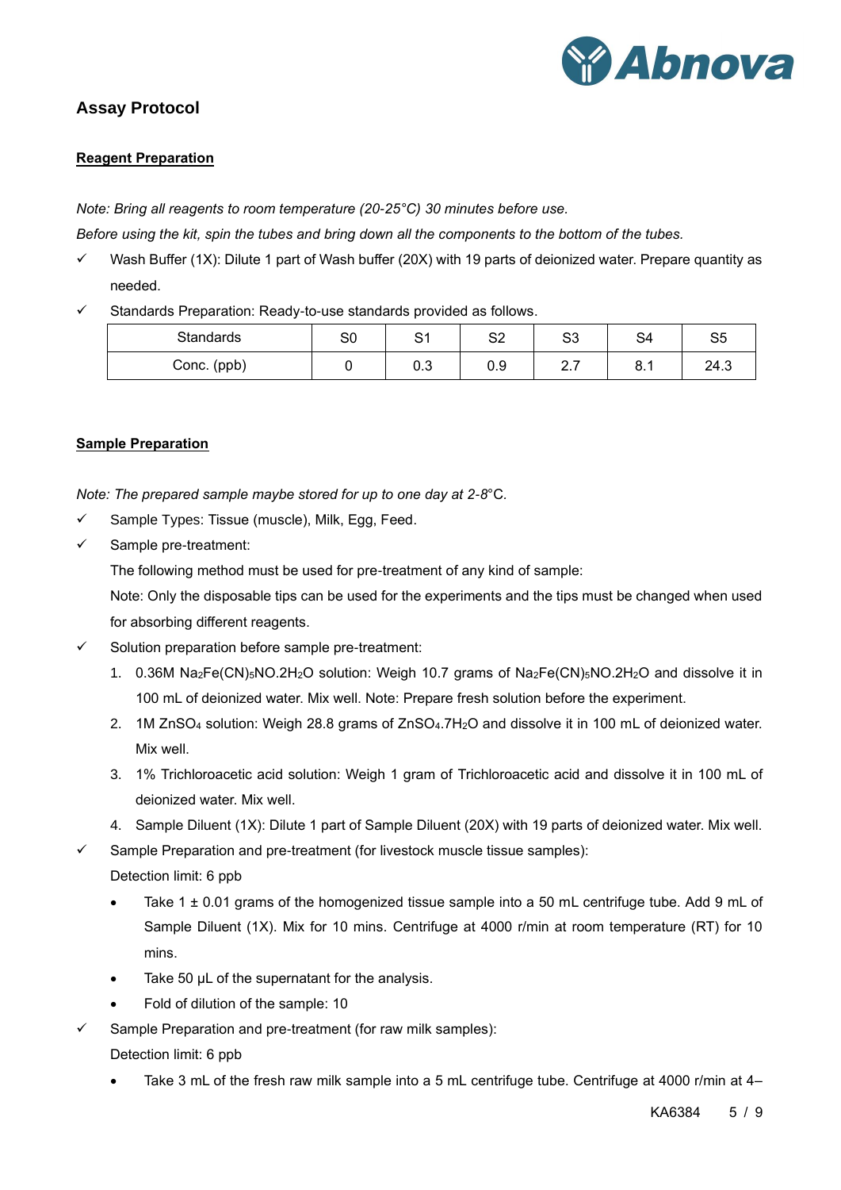## Assay Protocol

**Reagent Preparation**

*Note: Bring all reagents to room temperature (20-25°C) 30 minutes before use.*

*Before using the kit, spin the tubes and bring down all the components to the bottom of the tubes.*

- ✓ Wash Buffer (1X): Dilute 1 part of Wash buffer (20X) with 19 parts of deionized water. Prepare quantity as needed.
- ✓ Standards Preparation: Ready-to-use standards provided as follows.

| Standards | S0 | S1 | S2 | S3 | S4 | S5 |
|---|---|---|---|---|---|---|
| Conc. (ppb) | 0 | 0.3 | 0.9 | 2.7 | 8.1 | 24.3 |

**Sample Preparation**

*Note: The prepared sample maybe stored for up to one day at 2-8*°C.

- ✓ Sample Types: Tissue (muscle), Milk, Egg, Feed.
- ✓ Sample pre-treatment:

  The following method must be used for pre-treatment of any kind of sample:

  Note: Only the disposable tips can be used for the experiments and the tips must be changed when used for absorbing different reagents.
- ✓ Solution preparation before sample pre-treatment:
  1. 0.36M $Na_2Fe(CN)_5NO.2H_2O$ solution: Weigh 10.7 grams of $Na_2Fe(CN)_5NO.2H_2O$ and dissolve it in 100 mL of deionized water. Mix well. Note: Prepare fresh solution before the experiment.
  2. 1M $ZnSO_4$ solution: Weigh 28.8 grams of $ZnSO_4.7H_2O$ and dissolve it in 100 mL of deionized water. Mix well.
  3. 1% Trichloroacetic acid solution: Weigh 1 gram of Trichloroacetic acid and dissolve it in 100 mL of deionized water. Mix well.
  4. Sample Diluent (1X): Dilute 1 part of Sample Diluent (20X) with 19 parts of deionized water. Mix well.
- ✓ Sample Preparation and pre-treatment (for livestock muscle tissue samples):

  Detection limit: 6 ppb
  - Take 1 ± 0.01 grams of the homogenized tissue sample into a 50 mL centrifuge tube. Add 9 mL of Sample Diluent (1X). Mix for 10 mins. Centrifuge at 4000 r/min at room temperature (RT) for 10 mins.
  - Take 50 μL of the supernatant for the analysis.
  - Fold of dilution of the sample: 10
- ✓ Sample Preparation and pre-treatment (for raw milk samples):

  Detection limit: 6 ppb
  - Take 3 mL of the fresh raw milk sample into a 5 mL centrifuge tube. Centrifuge at 4000 r/min at 4–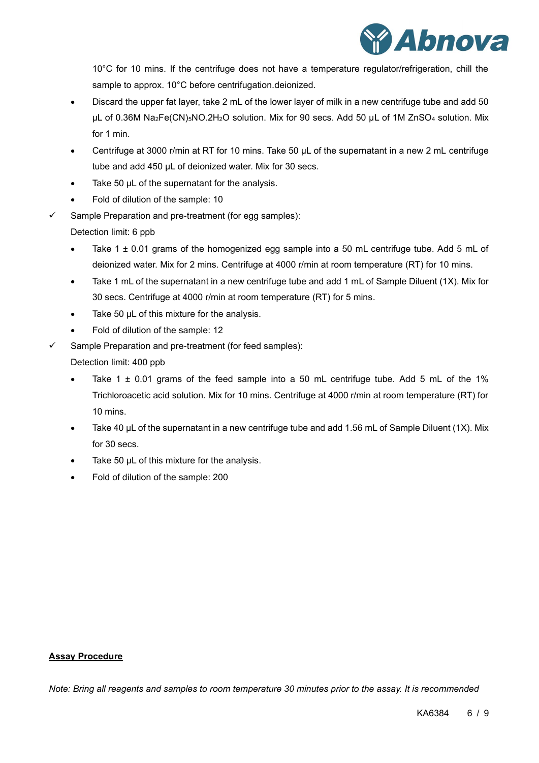10°C for 10 mins. If the centrifuge does not have a temperature regulator/refrigeration, chill the sample to approx. 10°C before centrifugation.deionized.

- Discard the upper fat layer, take 2 mL of the lower layer of milk in a new centrifuge tube and add 50 μL of 0.36M $Na_2Fe(CN)_5NO.2H_2O$ solution. Mix for 90 secs. Add 50 μL of 1M $ZnSO_4$ solution. Mix for 1 min.
- Centrifuge at 3000 r/min at RT for 10 mins. Take 50 μL of the supernatant in a new 2 mL centrifuge tube and add 450 μL of deionized water. Mix for 30 secs.
- Take 50 μL of the supernatant for the analysis.
- Fold of dilution of the sample: 10

✓ Sample Preparation and pre-treatment (for egg samples):

Detection limit: 6 ppb

- Take 1 ± 0.01 grams of the homogenized egg sample into a 50 mL centrifuge tube. Add 5 mL of deionized water. Mix for 2 mins. Centrifuge at 4000 r/min at room temperature (RT) for 10 mins.
- Take 1 mL of the supernatant in a new centrifuge tube and add 1 mL of Sample Diluent (1X). Mix for 30 secs. Centrifuge at 4000 r/min at room temperature (RT) for 5 mins.
- Take 50 μL of this mixture for the analysis.
- Fold of dilution of the sample: 12

✓ Sample Preparation and pre-treatment (for feed samples):

Detection limit: 400 ppb

- Take 1 ± 0.01 grams of the feed sample into a 50 mL centrifuge tube. Add 5 mL of the 1% Trichloroacetic acid solution. Mix for 10 mins. Centrifuge at 4000 r/min at room temperature (RT) for 10 mins.
- Take 40 μL of the supernatant in a new centrifuge tube and add 1.56 mL of Sample Diluent (1X). Mix for 30 secs.
- Take 50 μL of this mixture for the analysis.
- Fold of dilution of the sample: 200

## Assay Procedure

*Note: Bring all reagents and samples to room temperature 30 minutes prior to the assay. It is recommended*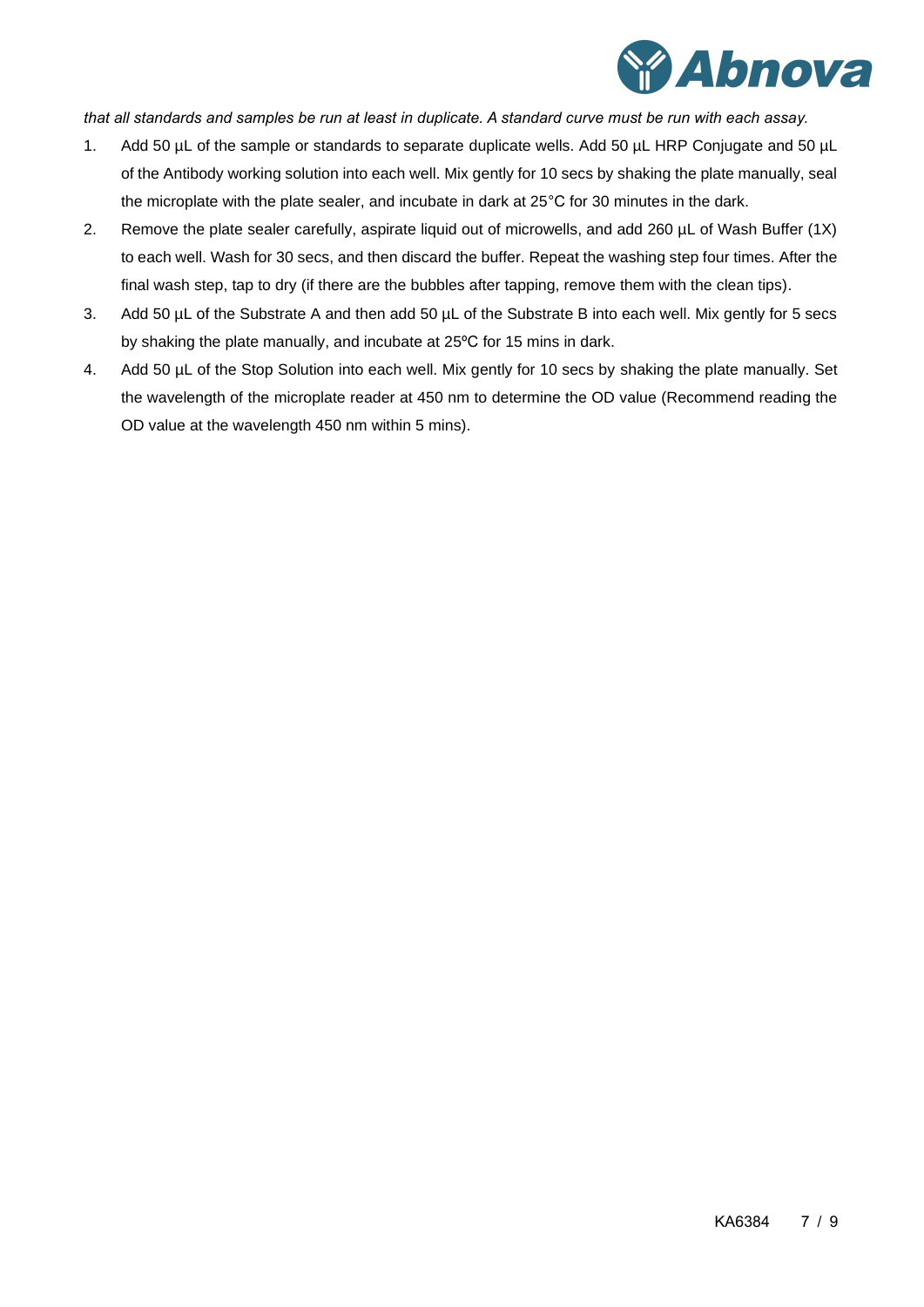*that all standards and samples be run at least in duplicate. A standard curve must be run with each assay.*

1. Add 50 µL of the sample or standards to separate duplicate wells. Add 50 µL HRP Conjugate and 50 µL of the Antibody working solution into each well. Mix gently for 10 secs by shaking the plate manually, seal the microplate with the plate sealer, and incubate in dark at 25°C for 30 minutes in the dark.
2. Remove the plate sealer carefully, aspirate liquid out of microwells, and add 260 µL of Wash Buffer (1X) to each well. Wash for 30 secs, and then discard the buffer. Repeat the washing step four times. After the final wash step, tap to dry (if there are the bubbles after tapping, remove them with the clean tips).
3. Add 50 µL of the Substrate A and then add 50 µL of the Substrate B into each well. Mix gently for 5 secs by shaking the plate manually, and incubate at 25ºC for 15 mins in dark.
4. Add 50 µL of the Stop Solution into each well. Mix gently for 10 secs by shaking the plate manually. Set the wavelength of the microplate reader at 450 nm to determine the OD value (Recommend reading the OD value at the wavelength 450 nm within 5 mins).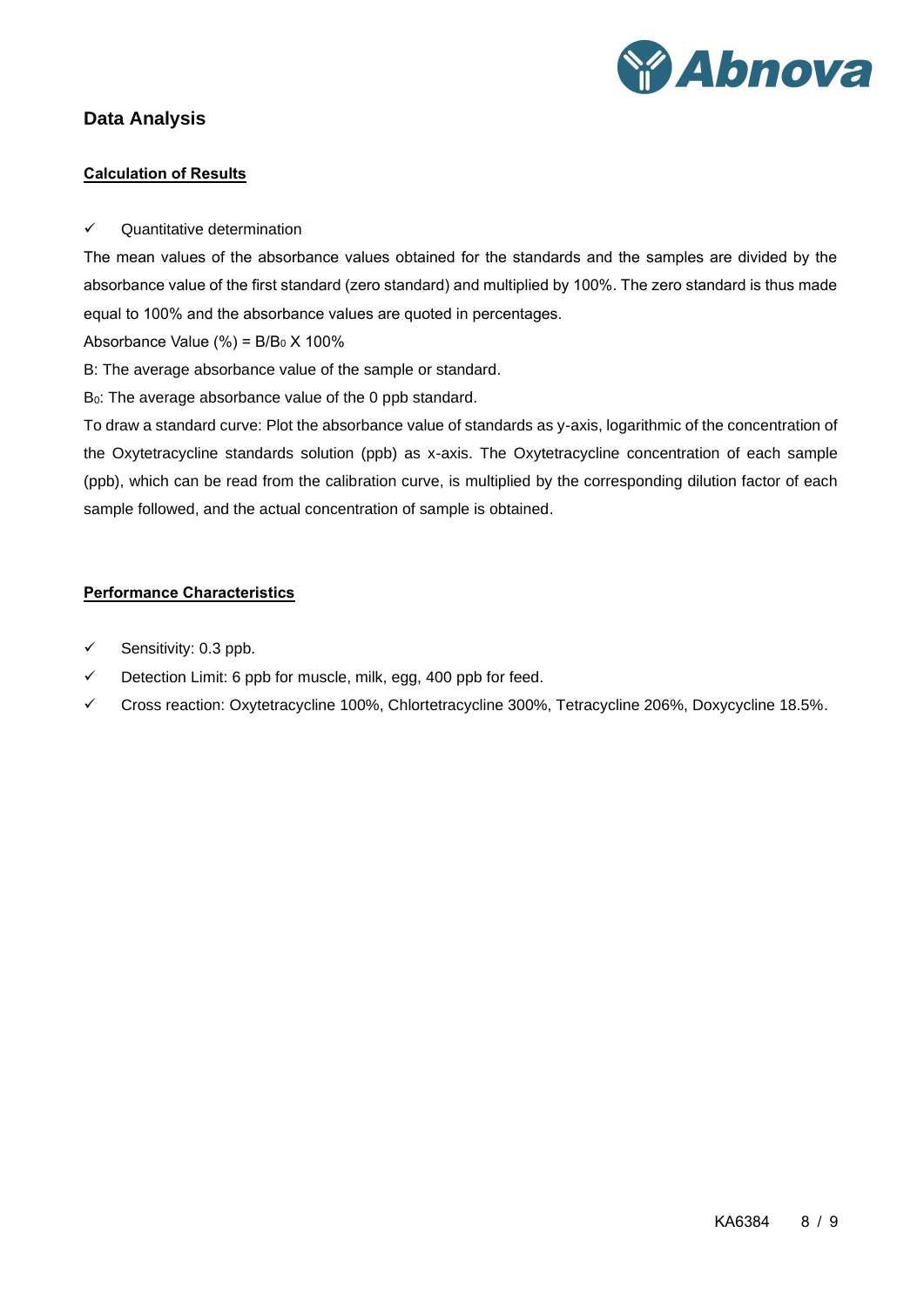## Data Analysis

### Calculation of Results

✓ Quantitative determination

The mean values of the absorbance values obtained for the standards and the samples are divided by the absorbance value of the first standard (zero standard) and multiplied by 100%. The zero standard is thus made equal to 100% and the absorbance values are quoted in percentages.

Absorbance Value (%) = $B/B_0$ X 100%

B: The average absorbance value of the sample or standard.

$B_0$: The average absorbance value of the 0 ppb standard.

To draw a standard curve: Plot the absorbance value of standards as y-axis, logarithmic of the concentration of the Oxytetracycline standards solution (ppb) as x-axis. The Oxytetracycline concentration of each sample (ppb), which can be read from the calibration curve, is multiplied by the corresponding dilution factor of each sample followed, and the actual concentration of sample is obtained.

### Performance Characteristics

- ✓ Sensitivity: 0.3 ppb.
- ✓ Detection Limit: 6 ppb for muscle, milk, egg, 400 ppb for feed.
- ✓ Cross reaction: Oxytetracycline 100%, Chlortetracycline 300%, Tetracycline 206%, Doxycycline 18.5%.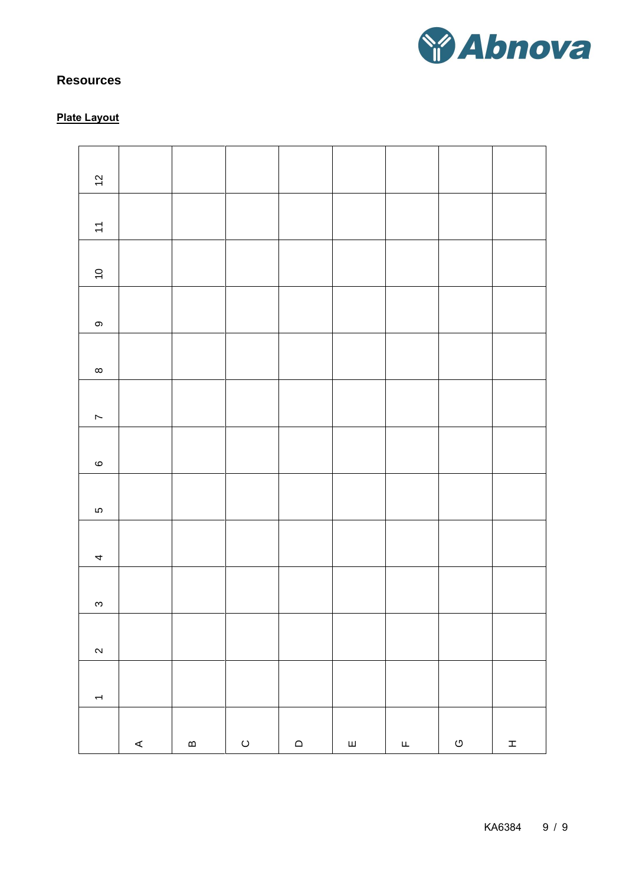## Resources

### Plate Layout

| | 1 | 2 | 3 | 4 | 5 | 6 | 7 | 8 | 9 | 10 | 11 | 12 |
|---|---|---|---|---|---|---|---|---|---|---|---|---|
| A | | | | | | | | | | | | |
| B | | | | | | | | | | | | |
| C | | | | | | | | | | | | |
| D | | | | | | | | | | | | |
| E | | | | | | | | | | | | |
| F | | | | | | | | | | | | |
| G | | | | | | | | | | | | |
| H | | | | | | | | | | | | |